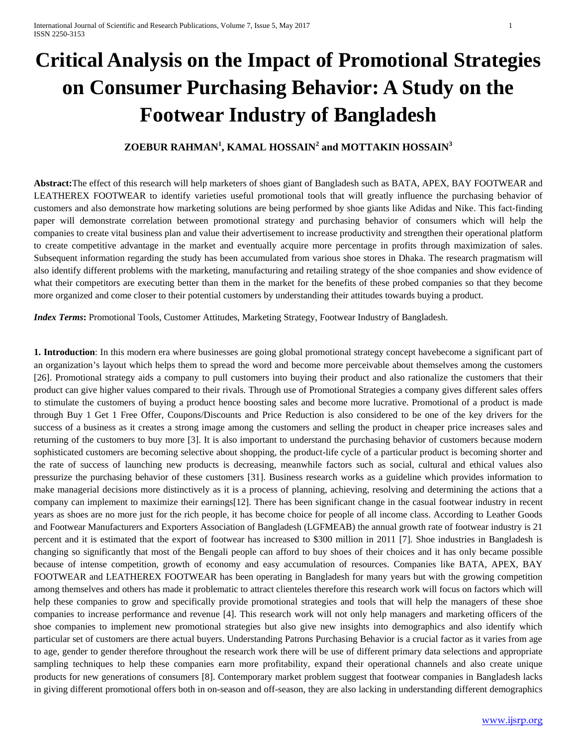# Critical Analysis on the Impact of Promotional Strategies on Consumer Purchasing Behavior: A Study on the Footwear Industry of Bangladesh

**ZOEBUR RAHMAN[1], KAMAL HOSSAIN[2] and MOTTAKIN HOSSAIN[3]**

**Abstract:**The effect of this research will help marketers of shoes giant of Bangladesh such as BATA, APEX, BAY FOOTWEAR and LEATHEREX FOOTWEAR to identify varieties useful promotional tools that will greatly influence the purchasing behavior of customers and also demonstrate how marketing solutions are being performed by shoe giants like Adidas and Nike. This fact-finding paper will demonstrate correlation between promotional strategy and purchasing behavior of consumers which will help the companies to create vital business plan and value their advertisement to increase productivity and strengthen their operational platform to create competitive advantage in the market and eventually acquire more percentage in profits through maximization of sales. Subsequent information regarding the study has been accumulated from various shoe stores in Dhaka. The research pragmatism will also identify different problems with the marketing, manufacturing and retailing strategy of the shoe companies and show evidence of what their competitors are executing better than them in the market for the benefits of these probed companies so that they become more organized and come closer to their potential customers by understanding their attitudes towards buying a product.

***Index Terms*:** Promotional Tools, Customer Attitudes, Marketing Strategy, Footwear Industry of Bangladesh.

**1. Introduction**: In this modern era where businesses are going global promotional strategy concept havebecome a significant part of an organization's layout which helps them to spread the word and become more perceivable about themselves among the customers [26]. Promotional strategy aids a company to pull customers into buying their product and also rationalize the customers that their product can give higher values compared to their rivals. Through use of Promotional Strategies a company gives different sales offers to stimulate the customers of buying a product hence boosting sales and become more lucrative. Promotional of a product is made through Buy 1 Get 1 Free Offer, Coupons/Discounts and Price Reduction is also considered to be one of the key drivers for the success of a business as it creates a strong image among the customers and selling the product in cheaper price increases sales and returning of the customers to buy more [3]. It is also important to understand the purchasing behavior of customers because modern sophisticated customers are becoming selective about shopping, the product-life cycle of a particular product is becoming shorter and the rate of success of launching new products is decreasing, meanwhile factors such as social, cultural and ethical values also pressurize the purchasing behavior of these customers [31]. Business research works as a guideline which provides information to make managerial decisions more distinctively as it is a process of planning, achieving, resolving and determining the actions that a company can implement to maximize their earnings[12]. There has been significant change in the casual footwear industry in recent years as shoes are no more just for the rich people, it has become choice for people of all income class. According to Leather Goods and Footwear Manufacturers and Exporters Association of Bangladesh (LGFMEAB) the annual growth rate of footwear industry is 21 percent and it is estimated that the export of footwear has increased to $300 million in 2011 [7]. Shoe industries in Bangladesh is changing so significantly that most of the Bengali people can afford to buy shoes of their choices and it has only became possible because of intense competition, growth of economy and easy accumulation of resources. Companies like BATA, APEX, BAY FOOTWEAR and LEATHEREX FOOTWEAR has been operating in Bangladesh for many years but with the growing competition among themselves and others has made it problematic to attract clienteles therefore this research work will focus on factors which will help these companies to grow and specifically provide promotional strategies and tools that will help the managers of these shoe companies to increase performance and revenue [4]. This research work will not only help managers and marketing officers of the shoe companies to implement new promotional strategies but also give new insights into demographics and also identify which particular set of customers are there actual buyers. Understanding Patrons Purchasing Behavior is a crucial factor as it varies from age to age, gender to gender therefore throughout the research work there will be use of different primary data selections and appropriate sampling techniques to help these companies earn more profitability, expand their operational channels and also create unique products for new generations of consumers [8]. Contemporary market problem suggest that footwear companies in Bangladesh lacks in giving different promotional offers both in on-season and off-season, they are also lacking in understanding different demographics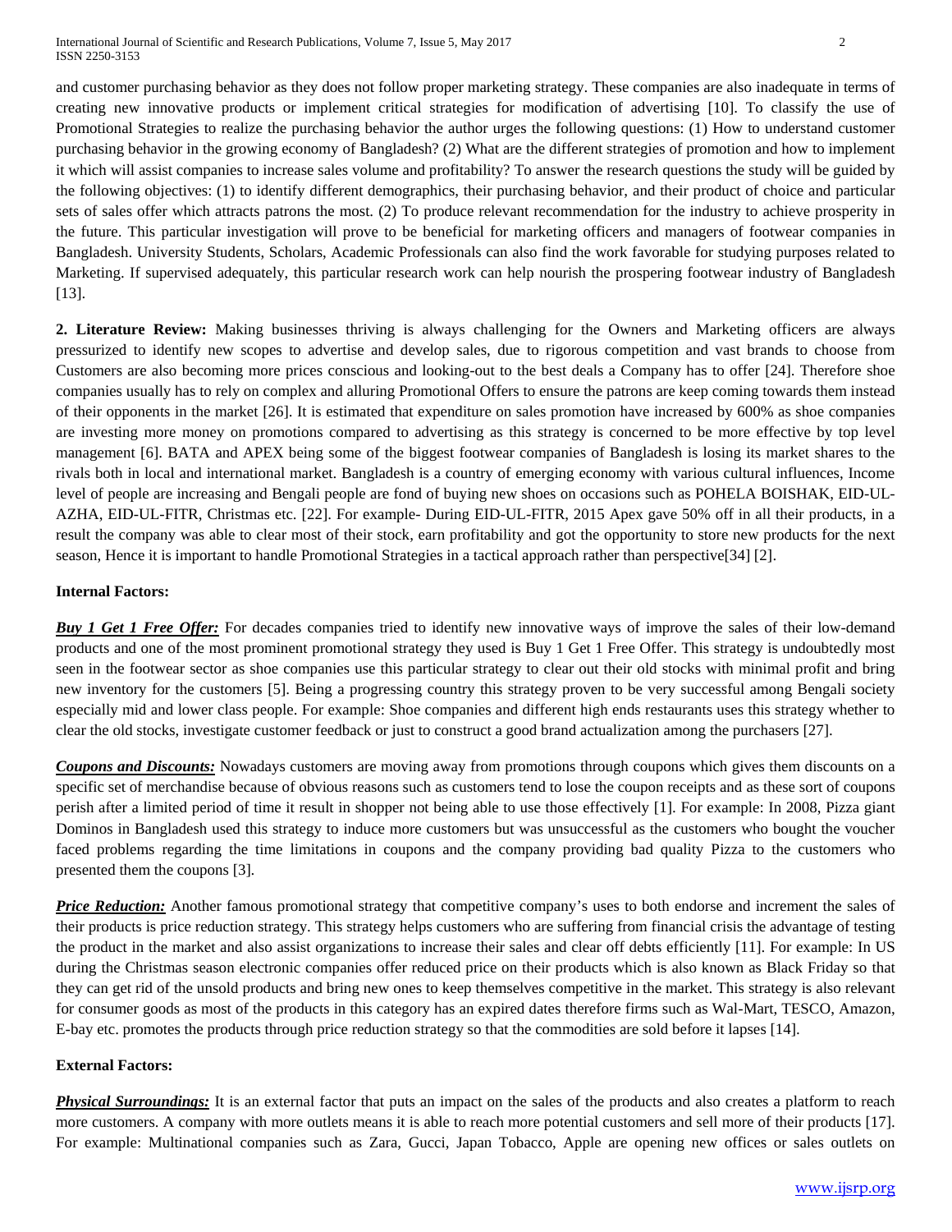and customer purchasing behavior as they does not follow proper marketing strategy. These companies are also inadequate in terms of creating new innovative products or implement critical strategies for modification of advertising [10]. To classify the use of Promotional Strategies to realize the purchasing behavior the author urges the following questions: (1) How to understand customer purchasing behavior in the growing economy of Bangladesh? (2) What are the different strategies of promotion and how to implement it which will assist companies to increase sales volume and profitability? To answer the research questions the study will be guided by the following objectives: (1) to identify different demographics, their purchasing behavior, and their product of choice and particular sets of sales offer which attracts patrons the most. (2) To produce relevant recommendation for the industry to achieve prosperity in the future. This particular investigation will prove to be beneficial for marketing officers and managers of footwear companies in Bangladesh. University Students, Scholars, Academic Professionals can also find the work favorable for studying purposes related to Marketing. If supervised adequately, this particular research work can help nourish the prospering footwear industry of Bangladesh [13].

**2. Literature Review:** Making businesses thriving is always challenging for the Owners and Marketing officers are always pressurized to identify new scopes to advertise and develop sales, due to rigorous competition and vast brands to choose from Customers are also becoming more prices conscious and looking-out to the best deals a Company has to offer [24]. Therefore shoe companies usually has to rely on complex and alluring Promotional Offers to ensure the patrons are keep coming towards them instead of their opponents in the market [26]. It is estimated that expenditure on sales promotion have increased by 600% as shoe companies are investing more money on promotions compared to advertising as this strategy is concerned to be more effective by top level management [6]. BATA and APEX being some of the biggest footwear companies of Bangladesh is losing its market shares to the rivals both in local and international market. Bangladesh is a country of emerging economy with various cultural influences, Income level of people are increasing and Bengali people are fond of buying new shoes on occasions such as POHELA BOISHAK, EID-UL-AZHA, EID-UL-FITR, Christmas etc. [22]. For example- During EID-UL-FITR, 2015 Apex gave 50% off in all their products, in a result the company was able to clear most of their stock, earn profitability and got the opportunity to store new products for the next season, Hence it is important to handle Promotional Strategies in a tactical approach rather than perspective[34] [2].

**Internal Factors:**

***Buy 1 Get 1 Free Offer:*** For decades companies tried to identify new innovative ways of improve the sales of their low-demand products and one of the most prominent promotional strategy they used is Buy 1 Get 1 Free Offer. This strategy is undoubtedly most seen in the footwear sector as shoe companies use this particular strategy to clear out their old stocks with minimal profit and bring new inventory for the customers [5]. Being a progressing country this strategy proven to be very successful among Bengali society especially mid and lower class people. For example: Shoe companies and different high ends restaurants uses this strategy whether to clear the old stocks, investigate customer feedback or just to construct a good brand actualization among the purchasers [27].

***Coupons and Discounts:*** Nowadays customers are moving away from promotions through coupons which gives them discounts on a specific set of merchandise because of obvious reasons such as customers tend to lose the coupon receipts and as these sort of coupons perish after a limited period of time it result in shopper not being able to use those effectively [1]. For example: In 2008, Pizza giant Dominos in Bangladesh used this strategy to induce more customers but was unsuccessful as the customers who bought the voucher faced problems regarding the time limitations in coupons and the company providing bad quality Pizza to the customers who presented them the coupons [3].

***Price Reduction:*** Another famous promotional strategy that competitive company's uses to both endorse and increment the sales of their products is price reduction strategy. This strategy helps customers who are suffering from financial crisis the advantage of testing the product in the market and also assist organizations to increase their sales and clear off debts efficiently [11]. For example: In US during the Christmas season electronic companies offer reduced price on their products which is also known as Black Friday so that they can get rid of the unsold products and bring new ones to keep themselves competitive in the market. This strategy is also relevant for consumer goods as most of the products in this category has an expired dates therefore firms such as Wal-Mart, TESCO, Amazon, E-bay etc. promotes the products through price reduction strategy so that the commodities are sold before it lapses [14].

**External Factors:**

***Physical Surroundings:*** It is an external factor that puts an impact on the sales of the products and also creates a platform to reach more customers. A company with more outlets means it is able to reach more potential customers and sell more of their products [17]. For example: Multinational companies such as Zara, Gucci, Japan Tobacco, Apple are opening new offices or sales outlets on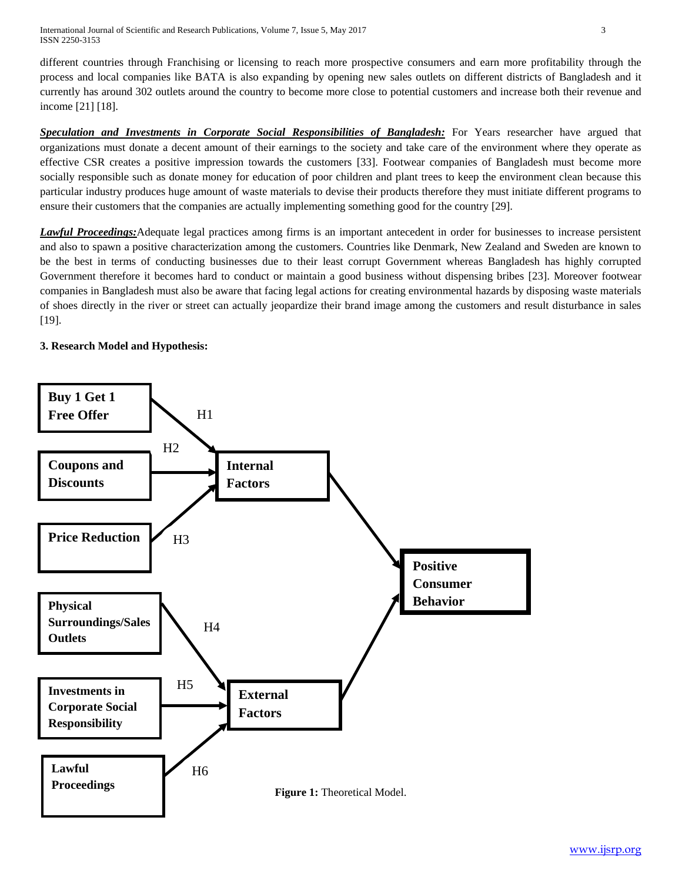different countries through Franchising or licensing to reach more prospective consumers and earn more profitability through the process and local companies like BATA is also expanding by opening new sales outlets on different districts of Bangladesh and it currently has around 302 outlets around the country to become more close to potential customers and increase both their revenue and income [21] [18].

***Speculation and Investments in Corporate Social Responsibilities of Bangladesh:*** For Years researcher have argued that organizations must donate a decent amount of their earnings to the society and take care of the environment where they operate as effective CSR creates a positive impression towards the customers [33]. Footwear companies of Bangladesh must become more socially responsible such as donate money for education of poor children and plant trees to keep the environment clean because this particular industry produces huge amount of waste materials to devise their products therefore they must initiate different programs to ensure their customers that the companies are actually implementing something good for the country [29].

***Lawful Proceedings:***Adequate legal practices among firms is an important antecedent in order for businesses to increase persistent and also to spawn a positive characterization among the customers. Countries like Denmark, New Zealand and Sweden are known to be the best in terms of conducting businesses due to their least corrupt Government whereas Bangladesh has highly corrupted Government therefore it becomes hard to conduct or maintain a good business without dispensing bribes [23]. Moreover footwear companies in Bangladesh must also be aware that facing legal actions for creating environmental hazards by disposing waste materials of shoes directly in the river or street can actually jeopardize their brand image among the customers and result disturbance in sales [19].

**3. Research Model and Hypothesis:**

**Buy 1 Get 1 Free Offer** —H1→ **Internal Factors**
**Coupons and Discounts** —H2→ **Internal Factors**
**Price Reduction** —H3→ **Internal Factors**
**Physical Surroundings/Sales Outlets** —H4→ **External Factors**
**Investments in Corporate Social Responsibility** —H5→ **External Factors**
**Lawful Proceedings** —H6→ **External Factors**
**Internal Factors** → **Positive Consumer Behavior**
**External Factors** → **Positive Consumer Behavior**

**Figure 1:** Theoretical Model.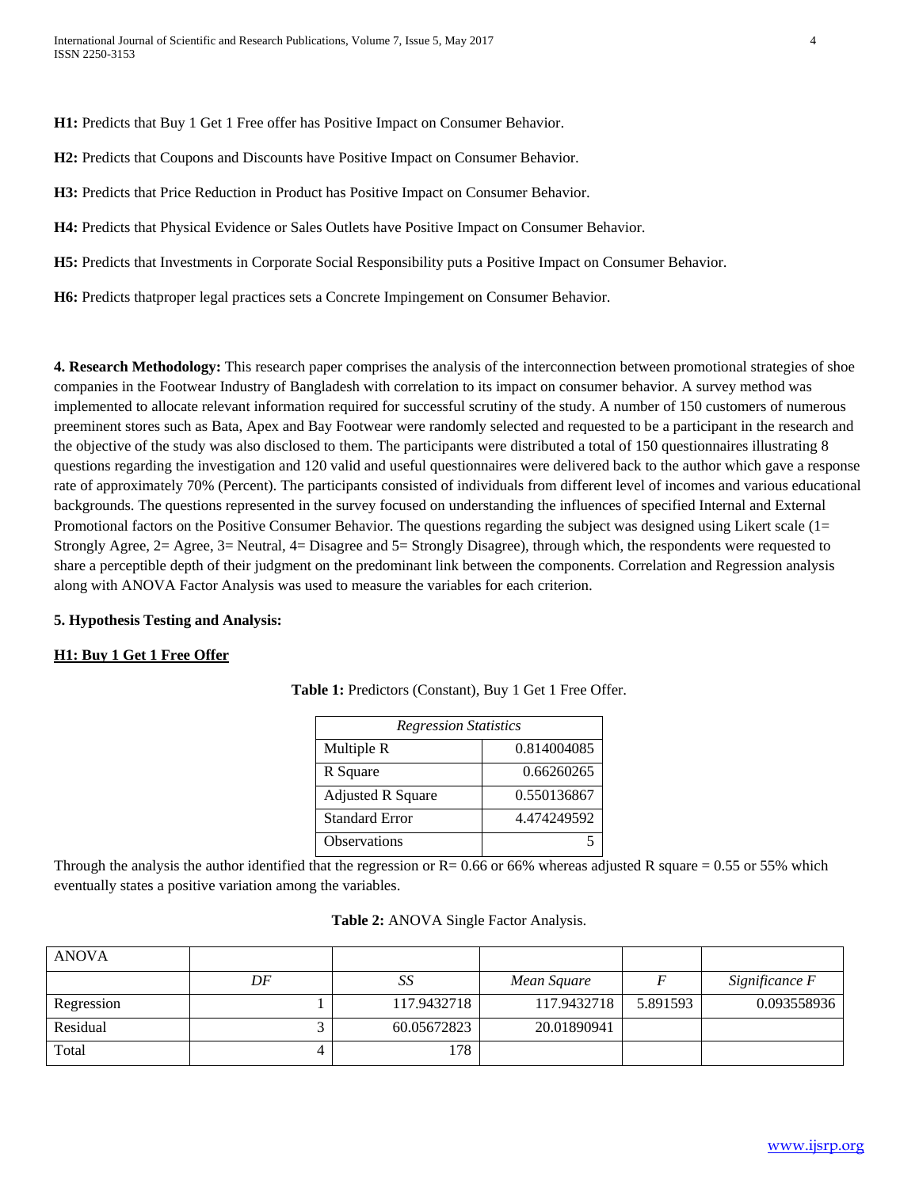**H1:** Predicts that Buy 1 Get 1 Free offer has Positive Impact on Consumer Behavior.

**H2:** Predicts that Coupons and Discounts have Positive Impact on Consumer Behavior.

**H3:** Predicts that Price Reduction in Product has Positive Impact on Consumer Behavior.

**H4:** Predicts that Physical Evidence or Sales Outlets have Positive Impact on Consumer Behavior.

**H5:** Predicts that Investments in Corporate Social Responsibility puts a Positive Impact on Consumer Behavior.

**H6:** Predicts thatproper legal practices sets a Concrete Impingement on Consumer Behavior.

**4. Research Methodology:** This research paper comprises the analysis of the interconnection between promotional strategies of shoe companies in the Footwear Industry of Bangladesh with correlation to its impact on consumer behavior. A survey method was implemented to allocate relevant information required for successful scrutiny of the study. A number of 150 customers of numerous preeminent stores such as Bata, Apex and Bay Footwear were randomly selected and requested to be a participant in the research and the objective of the study was also disclosed to them. The participants were distributed a total of 150 questionnaires illustrating 8 questions regarding the investigation and 120 valid and useful questionnaires were delivered back to the author which gave a response rate of approximately 70% (Percent). The participants consisted of individuals from different level of incomes and various educational backgrounds. The questions represented in the survey focused on understanding the influences of specified Internal and External Promotional factors on the Positive Consumer Behavior. The questions regarding the subject was designed using Likert scale (1= Strongly Agree, 2= Agree, 3= Neutral, 4= Disagree and 5= Strongly Disagree), through which, the respondents were requested to share a perceptible depth of their judgment on the predominant link between the components. Correlation and Regression analysis along with ANOVA Factor Analysis was used to measure the variables for each criterion.

**5. Hypothesis Testing and Analysis:**

**H1: Buy 1 Get 1 Free Offer**

**Table 1:** Predictors (Constant), Buy 1 Get 1 Free Offer.

| *Regression Statistics* | |
|---|---|
| Multiple R | 0.814004085 |
| R Square | 0.66260265 |
| Adjusted R Square | 0.550136867 |
| Standard Error | 4.474249592 |
| Observations | 5 |

Through the analysis the author identified that the regression or R= 0.66 or 66% whereas adjusted R square = 0.55 or 55% which eventually states a positive variation among the variables.

**Table 2:** ANOVA Single Factor Analysis.

| ANOVA | | | | | |
|---|---|---|---|---|---|
| | *DF* | *SS* | *Mean Square* | *F* | *Significance F* |
| Regression | 1 | 117.9432718 | 117.9432718 | 5.891593 | 0.093558936 |
| Residual | 3 | 60.05672823 | 20.01890941 | | |
| Total | 4 | 178 | | | |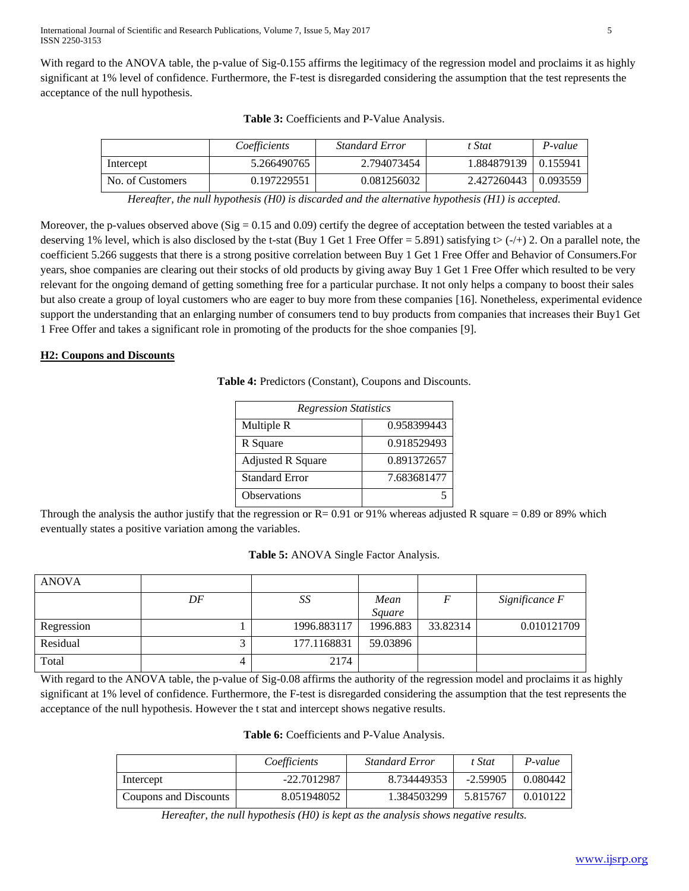With regard to the ANOVA table, the p-value of Sig-0.155 affirms the legitimacy of the regression model and proclaims it as highly significant at 1% level of confidence. Furthermore, the F-test is disregarded considering the assumption that the test represents the acceptance of the null hypothesis.

**Table 3:** Coefficients and P-Value Analysis.

| | *Coefficients* | *Standard Error* | *t Stat* | *P-value* |
|---|---|---|---|---|
| Intercept | 5.266490765 | 2.794073454 | 1.884879139 | 0.155941 |
| No. of Customers | 0.197229551 | 0.081256032 | 2.427260443 | 0.093559 |

*Hereafter, the null hypothesis (H0) is discarded and the alternative hypothesis (H1) is accepted.*

Moreover, the p-values observed above (Sig = 0.15 and 0.09) certify the degree of acceptation between the tested variables at a deserving 1% level, which is also disclosed by the t-stat (Buy 1 Get 1 Free Offer = 5.891) satisfying t> (-/+) 2. On a parallel note, the coefficient 5.266 suggests that there is a strong positive correlation between Buy 1 Get 1 Free Offer and Behavior of Consumers.For years, shoe companies are clearing out their stocks of old products by giving away Buy 1 Get 1 Free Offer which resulted to be very relevant for the ongoing demand of getting something free for a particular purchase. It not only helps a company to boost their sales but also create a group of loyal customers who are eager to buy more from these companies [16]. Nonetheless, experimental evidence support the understanding that an enlarging number of consumers tend to buy products from companies that increases their Buy1 Get 1 Free Offer and takes a significant role in promoting of the products for the shoe companies [9].

**H2: Coupons and Discounts**

**Table 4:** Predictors (Constant), Coupons and Discounts.

| *Regression Statistics* | |
|---|---|
| Multiple R | 0.958399443 |
| R Square | 0.918529493 |
| Adjusted R Square | 0.891372657 |
| Standard Error | 7.683681477 |
| Observations | 5 |

Through the analysis the author justify that the regression or R= 0.91 or 91% whereas adjusted R square = 0.89 or 89% which eventually states a positive variation among the variables.

**Table 5:** ANOVA Single Factor Analysis.

| ANOVA | | | | | |
|---|---|---|---|---|---|
| | *DF* | *SS* | *Mean Square* | *F* | *Significance F* |
| Regression | 1 | 1996.883117 | 1996.883 | 33.82314 | 0.010121709 |
| Residual | 3 | 177.1168831 | 59.03896 | | |
| Total | 4 | 2174 | | | |

With regard to the ANOVA table, the p-value of Sig-0.08 affirms the authority of the regression model and proclaims it as highly significant at 1% level of confidence. Furthermore, the F-test is disregarded considering the assumption that the test represents the acceptance of the null hypothesis. However the t stat and intercept shows negative results.

**Table 6:** Coefficients and P-Value Analysis.

| | *Coefficients* | *Standard Error* | *t Stat* | *P-value* |
|---|---|---|---|---|
| Intercept | -22.7012987 | 8.734449353 | -2.59905 | 0.080442 |
| Coupons and Discounts | 8.051948052 | 1.384503299 | 5.815767 | 0.010122 |

*Hereafter, the null hypothesis (H0) is kept as the analysis shows negative results.*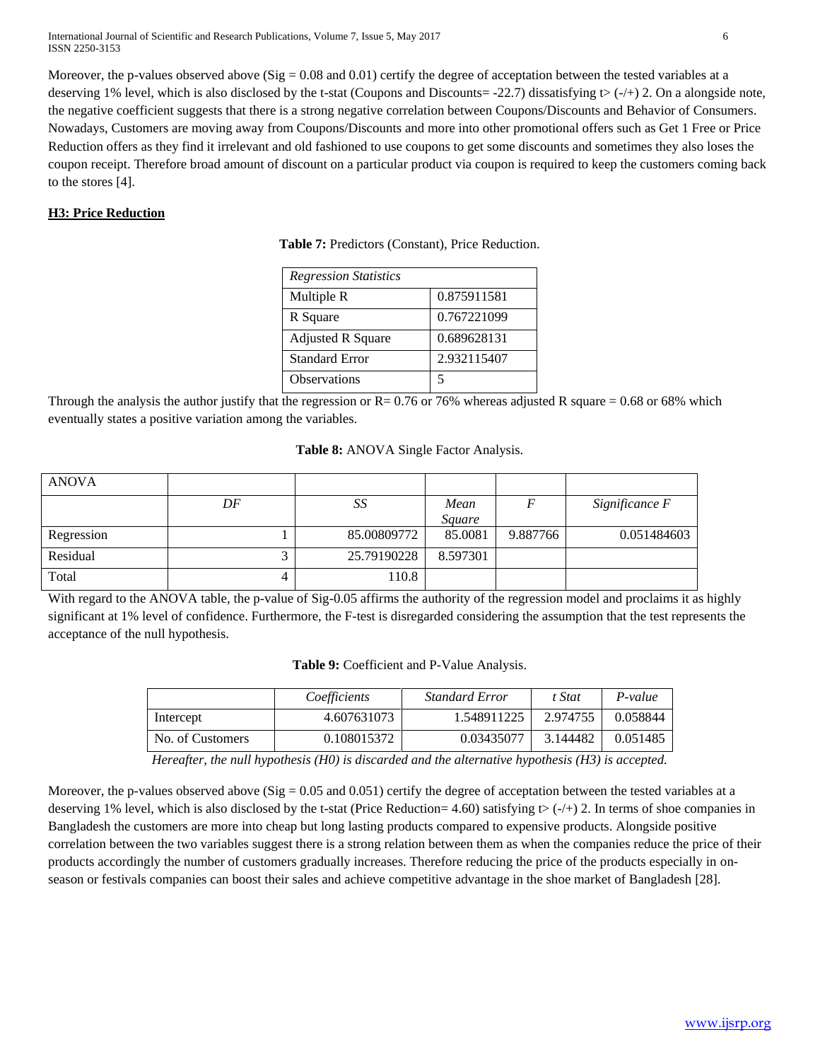Moreover, the p-values observed above (Sig = 0.08 and 0.01) certify the degree of acceptation between the tested variables at a deserving 1% level, which is also disclosed by the t-stat (Coupons and Discounts= -22.7) dissatisfying t> (-/+) 2. On a alongside note, the negative coefficient suggests that there is a strong negative correlation between Coupons/Discounts and Behavior of Consumers. Nowadays, Customers are moving away from Coupons/Discounts and more into other promotional offers such as Get 1 Free or Price Reduction offers as they find it irrelevant and old fashioned to use coupons to get some discounts and sometimes they also loses the coupon receipt. Therefore broad amount of discount on a particular product via coupon is required to keep the customers coming back to the stores [4].

**H3: Price Reduction**

**Table 7:** Predictors (Constant), Price Reduction.

| *Regression Statistics* | |
|---|---|
| Multiple R | 0.875911581 |
| R Square | 0.767221099 |
| Adjusted R Square | 0.689628131 |
| Standard Error | 2.932115407 |
| Observations | 5 |

Through the analysis the author justify that the regression or R= 0.76 or 76% whereas adjusted R square = 0.68 or 68% which eventually states a positive variation among the variables.

**Table 8:** ANOVA Single Factor Analysis.

| ANOVA | | | | | |
|---|---|---|---|---|---|
| | *DF* | *SS* | *Mean Square* | *F* | *Significance F* |
| Regression | 1 | 85.00809772 | 85.0081 | 9.887766 | 0.051484603 |
| Residual | 3 | 25.79190228 | 8.597301 | | |
| Total | 4 | 110.8 | | | |

With regard to the ANOVA table, the p-value of Sig-0.05 affirms the authority of the regression model and proclaims it as highly significant at 1% level of confidence. Furthermore, the F-test is disregarded considering the assumption that the test represents the acceptance of the null hypothesis.

**Table 9:** Coefficient and P-Value Analysis.

| | *Coefficients* | *Standard Error* | *t Stat* | *P-value* |
|---|---|---|---|---|
| Intercept | 4.607631073 | 1.548911225 | 2.974755 | 0.058844 |
| No. of Customers | 0.108015372 | 0.03435077 | 3.144482 | 0.051485 |

*Hereafter, the null hypothesis (H0) is discarded and the alternative hypothesis (H3) is accepted.*

Moreover, the p-values observed above (Sig = 0.05 and 0.051) certify the degree of acceptation between the tested variables at a deserving 1% level, which is also disclosed by the t-stat (Price Reduction= 4.60) satisfying t> (-/+) 2. In terms of shoe companies in Bangladesh the customers are more into cheap but long lasting products compared to expensive products. Alongside positive correlation between the two variables suggest there is a strong relation between them as when the companies reduce the price of their products accordingly the number of customers gradually increases. Therefore reducing the price of the products especially in on-season or festivals companies can boost their sales and achieve competitive advantage in the shoe market of Bangladesh [28].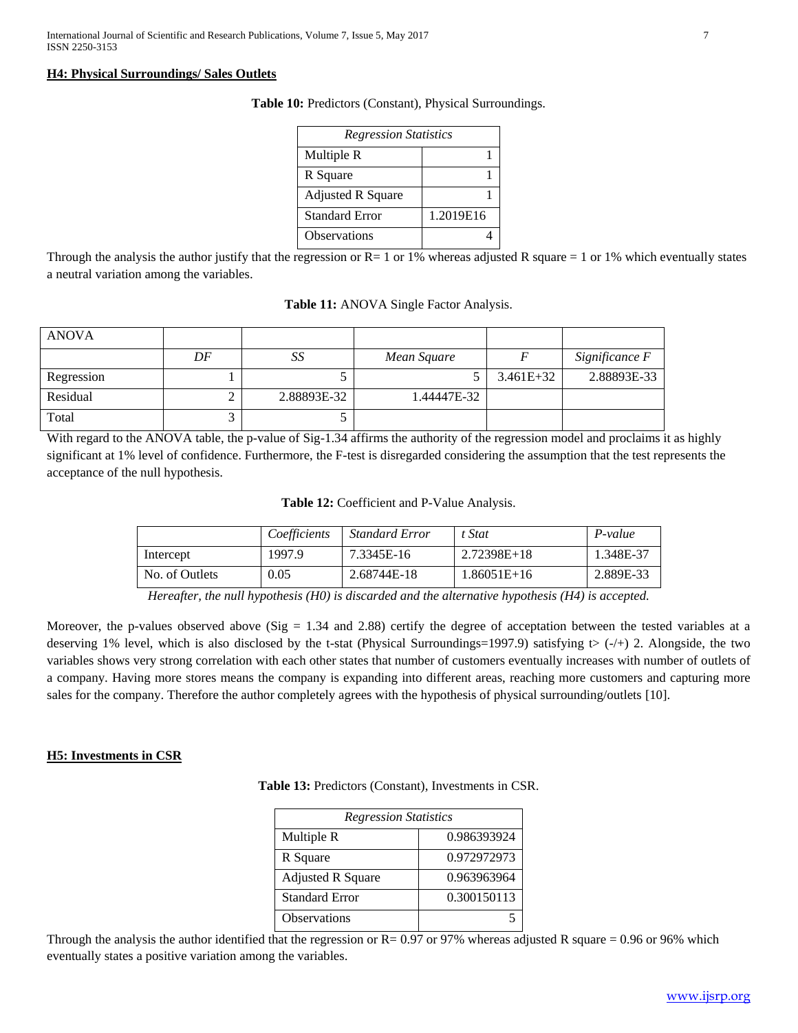**H4: Physical Surroundings/ Sales Outlets**

**Table 10:** Predictors (Constant), Physical Surroundings.

| *Regression Statistics* | |
|---|---|
| Multiple R | 1 |
| R Square | 1 |
| Adjusted R Square | 1 |
| Standard Error | 1.2019E16 |
| Observations | 4 |

Through the analysis the author justify that the regression or R= 1 or 1% whereas adjusted R square = 1 or 1% which eventually states a neutral variation among the variables.

**Table 11:** ANOVA Single Factor Analysis.

| ANOVA | | | | | |
|---|---|---|---|---|---|
| | *DF* | *SS* | *Mean Square* | *F* | *Significance F* |
| Regression | 1 | 5 | 5 | 3.461E+32 | 2.88893E-33 |
| Residual | 2 | 2.88893E-32 | 1.44447E-32 | | |
| Total | 3 | 5 | | | |

With regard to the ANOVA table, the p-value of Sig-1.34 affirms the authority of the regression model and proclaims it as highly significant at 1% level of confidence. Furthermore, the F-test is disregarded considering the assumption that the test represents the acceptance of the null hypothesis.

**Table 12:** Coefficient and P-Value Analysis.

| | *Coefficients* | *Standard Error* | *t Stat* | *P-value* |
|---|---|---|---|---|
| Intercept | 1997.9 | 7.3345E-16 | 2.72398E+18 | 1.348E-37 |
| No. of Outlets | 0.05 | 2.68744E-18 | 1.86051E+16 | 2.889E-33 |

*Hereafter, the null hypothesis (H0) is discarded and the alternative hypothesis (H4) is accepted.*

Moreover, the p-values observed above (Sig = 1.34 and 2.88) certify the degree of acceptation between the tested variables at a deserving 1% level, which is also disclosed by the t-stat (Physical Surroundings=1997.9) satisfying t> (-/+) 2. Alongside, the two variables shows very strong correlation with each other states that number of customers eventually increases with number of outlets of a company. Having more stores means the company is expanding into different areas, reaching more customers and capturing more sales for the company. Therefore the author completely agrees with the hypothesis of physical surrounding/outlets [10].

**H5: Investments in CSR**

**Table 13:** Predictors (Constant), Investments in CSR.

| *Regression Statistics* | |
|---|---|
| Multiple R | 0.986393924 |
| R Square | 0.972972973 |
| Adjusted R Square | 0.963963964 |
| Standard Error | 0.300150113 |
| Observations | 5 |

Through the analysis the author identified that the regression or R= 0.97 or 97% whereas adjusted R square = 0.96 or 96% which eventually states a positive variation among the variables.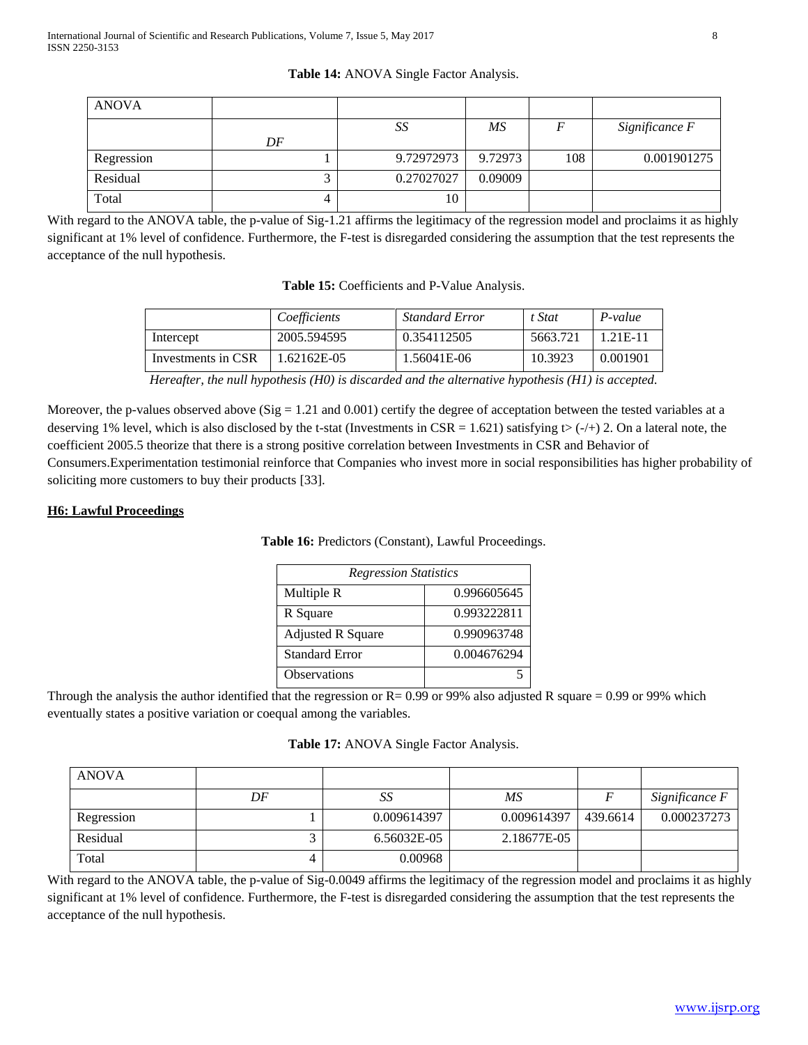**Table 14:** ANOVA Single Factor Analysis.

| ANOVA | | | | | |
|---|---|---|---|---|---|
| | *DF* | *SS* | *MS* | *F* | *Significance F* |
| Regression | 1 | 9.72972973 | 9.72973 | 108 | 0.001901275 |
| Residual | 3 | 0.27027027 | 0.09009 | | |
| Total | 4 | 10 | | | |

With regard to the ANOVA table, the p-value of Sig-1.21 affirms the legitimacy of the regression model and proclaims it as highly significant at 1% level of confidence. Furthermore, the F-test is disregarded considering the assumption that the test represents the acceptance of the null hypothesis.

**Table 15:** Coefficients and P-Value Analysis.

| | *Coefficients* | *Standard Error* | *t Stat* | *P-value* |
|---|---|---|---|---|
| Intercept | 2005.594595 | 0.354112505 | 5663.721 | 1.21E-11 |
| Investments in CSR | 1.62162E-05 | 1.56041E-06 | 10.3923 | 0.001901 |

*Hereafter, the null hypothesis (H0) is discarded and the alternative hypothesis (H1) is accepted.*

Moreover, the p-values observed above (Sig = 1.21 and 0.001) certify the degree of acceptation between the tested variables at a deserving 1% level, which is also disclosed by the t-stat (Investments in CSR = 1.621) satisfying t> (-/+) 2. On a lateral note, the coefficient 2005.5 theorize that there is a strong positive correlation between Investments in CSR and Behavior of Consumers.Experimentation testimonial reinforce that Companies who invest more in social responsibilities has higher probability of soliciting more customers to buy their products [33].

**H6: Lawful Proceedings**

**Table 16:** Predictors (Constant), Lawful Proceedings.

| *Regression Statistics* | |
|---|---|
| Multiple R | 0.996605645 |
| R Square | 0.993222811 |
| Adjusted R Square | 0.990963748 |
| Standard Error | 0.004676294 |
| Observations | 5 |

Through the analysis the author identified that the regression or R= 0.99 or 99% also adjusted R square = 0.99 or 99% which eventually states a positive variation or coequal among the variables.

**Table 17:** ANOVA Single Factor Analysis.

| ANOVA | | | | | |
|---|---|---|---|---|---|
| | *DF* | *SS* | *MS* | *F* | *Significance F* |
| Regression | 1 | 0.009614397 | 0.009614397 | 439.6614 | 0.000237273 |
| Residual | 3 | 6.56032E-05 | 2.18677E-05 | | |
| Total | 4 | 0.00968 | | | |

With regard to the ANOVA table, the p-value of Sig-0.0049 affirms the legitimacy of the regression model and proclaims it as highly significant at 1% level of confidence. Furthermore, the F-test is disregarded considering the assumption that the test represents the acceptance of the null hypothesis.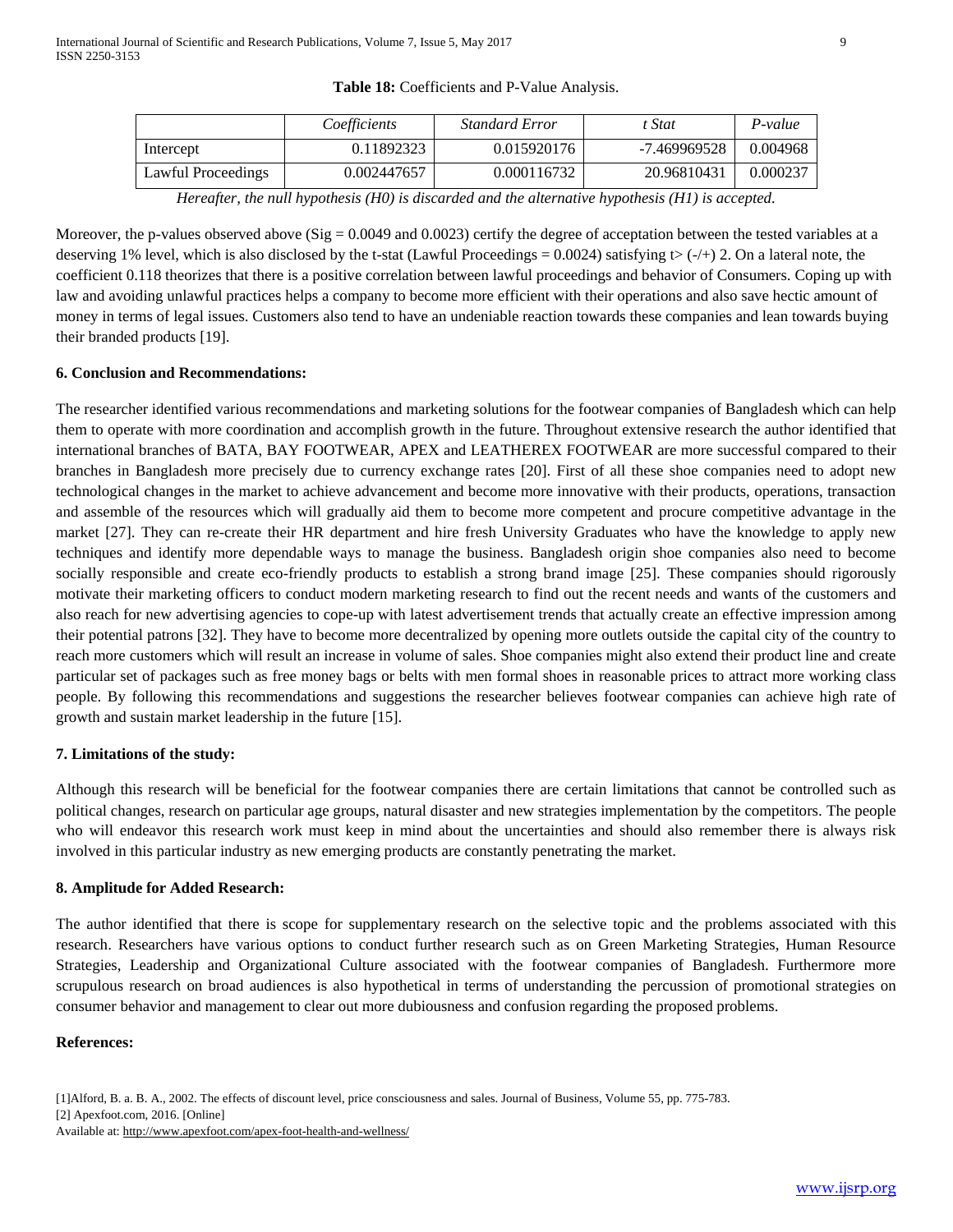**Table 18:** Coefficients and P-Value Analysis.

| | *Coefficients* | *Standard Error* | *t Stat* | *P-value* |
|---|---|---|---|---|
| Intercept | 0.11892323 | 0.015920176 | -7.469969528 | 0.004968 |
| Lawful Proceedings | 0.002447657 | 0.000116732 | 20.96810431 | 0.000237 |

*Hereafter, the null hypothesis (H0) is discarded and the alternative hypothesis (H1) is accepted.*

Moreover, the p-values observed above (Sig = 0.0049 and 0.0023) certify the degree of acceptation between the tested variables at a deserving 1% level, which is also disclosed by the t-stat (Lawful Proceedings = 0.0024) satisfying t> (-/+) 2. On a lateral note, the coefficient 0.118 theorizes that there is a positive correlation between lawful proceedings and behavior of Consumers. Coping up with law and avoiding unlawful practices helps a company to become more efficient with their operations and also save hectic amount of money in terms of legal issues. Customers also tend to have an undeniable reaction towards these companies and lean towards buying their branded products [19].

## 6. Conclusion and Recommendations:

The researcher identified various recommendations and marketing solutions for the footwear companies of Bangladesh which can help them to operate with more coordination and accomplish growth in the future. Throughout extensive research the author identified that international branches of BATA, BAY FOOTWEAR, APEX and LEATHEREX FOOTWEAR are more successful compared to their branches in Bangladesh more precisely due to currency exchange rates [20]. First of all these shoe companies need to adopt new technological changes in the market to achieve advancement and become more innovative with their products, operations, transaction and assemble of the resources which will gradually aid them to become more competent and procure competitive advantage in the market [27]. They can re-create their HR department and hire fresh University Graduates who have the knowledge to apply new techniques and identify more dependable ways to manage the business. Bangladesh origin shoe companies also need to become socially responsible and create eco-friendly products to establish a strong brand image [25]. These companies should rigorously motivate their marketing officers to conduct modern marketing research to find out the recent needs and wants of the customers and also reach for new advertising agencies to cope-up with latest advertisement trends that actually create an effective impression among their potential patrons [32]. They have to become more decentralized by opening more outlets outside the capital city of the country to reach more customers which will result an increase in volume of sales. Shoe companies might also extend their product line and create particular set of packages such as free money bags or belts with men formal shoes in reasonable prices to attract more working class people. By following this recommendations and suggestions the researcher believes footwear companies can achieve high rate of growth and sustain market leadership in the future [15].

## 7. Limitations of the study:

Although this research will be beneficial for the footwear companies there are certain limitations that cannot be controlled such as political changes, research on particular age groups, natural disaster and new strategies implementation by the competitors. The people who will endeavor this research work must keep in mind about the uncertainties and should also remember there is always risk involved in this particular industry as new emerging products are constantly penetrating the market.

## 8. Amplitude for Added Research:

The author identified that there is scope for supplementary research on the selective topic and the problems associated with this research. Researchers have various options to conduct further research such as on Green Marketing Strategies, Human Resource Strategies, Leadership and Organizational Culture associated with the footwear companies of Bangladesh. Furthermore more scrupulous research on broad audiences is also hypothetical in terms of understanding the percussion of promotional strategies on consumer behavior and management to clear out more dubiousness and confusion regarding the proposed problems.

## References:

[1]Alford, B. a. B. A., 2002. The effects of discount level, price consciousness and sales. Journal of Business, Volume 55, pp. 775-783.

[2] Apexfoot.com, 2016. [Online]
Available at: http://www.apexfoot.com/apex-foot-health-and-wellness/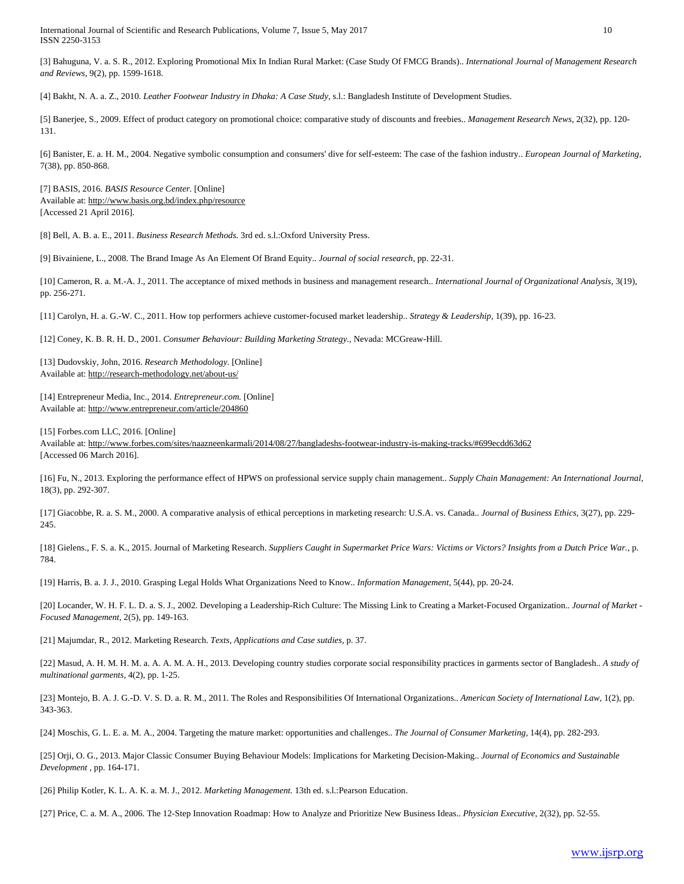[3] Bahuguna, V. a. S. R., 2012. Exploring Promotional Mix In Indian Rural Market: (Case Study Of FMCG Brands).. *International Journal of Management Research and Reviews*, 9(2), pp. 1599-1618.

[4] Bakht, N. A. a. Z., 2010. *Leather Footwear Industry in Dhaka: A Case Study*, s.l.: Bangladesh Institute of Development Studies.

[5] Banerjee, S., 2009. Effect of product category on promotional choice: comparative study of discounts and freebies.. *Management Research News*, 2(32), pp. 120-131.

[6] Banister, E. a. H. M., 2004. Negative symbolic consumption and consumers' dive for self-esteem: The case of the fashion industry.. *European Journal of Marketing*, 7(38), pp. 850-868.

[7] BASIS, 2016. *BASIS Resource Center.* [Online]
Available at: http://www.basis.org.bd/index.php/resource
[Accessed 21 April 2016].

[8] Bell, A. B. a. E., 2011. *Business Research Methods.* 3rd ed. s.l.:Oxford University Press.

[9] Bivainiene, L., 2008. The Brand Image As An Element Of Brand Equity.. *Journal of social research*, pp. 22-31.

[10] Cameron, R. a. M.-A. J., 2011. The acceptance of mixed methods in business and management research.. *International Journal of Organizational Analysis*, 3(19), pp. 256-271.

[11] Carolyn, H. a. G.-W. C., 2011. How top performers achieve customer-focused market leadership.. *Strategy & Leadership*, 1(39), pp. 16-23.

[12] Coney, K. B. R. H. D., 2001. *Consumer Behaviour: Building Marketing Strategy.*, Nevada: MCGreaw-Hill.

[13] Dudovskiy, John, 2016. *Research Methodology.* [Online]
Available at: http://research-methodology.net/about-us/

[14] Entrepreneur Media, Inc., 2014. *Entrepreneur.com.* [Online]
Available at: http://www.entrepreneur.com/article/204860

[15] Forbes.com LLC, 2016. [Online]
Available at: http://www.forbes.com/sites/naazneenkarmali/2014/08/27/bangladeshs-footwear-industry-is-making-tracks/#699ecdd63d62
[Accessed 06 March 2016].

[16] Fu, N., 2013. Exploring the performance effect of HPWS on professional service supply chain management.. *Supply Chain Management: An International Journal*, 18(3), pp. 292-307.

[17] Giacobbe, R. a. S. M., 2000. A comparative analysis of ethical perceptions in marketing research: U.S.A. vs. Canada.. *Journal of Business Ethics*, 3(27), pp. 229-245.

[18] Gielens., F. S. a. K., 2015. Journal of Marketing Research. *Suppliers Caught in Supermarket Price Wars: Victims or Victors? Insights from a Dutch Price War.*, p. 784.

[19] Harris, B. a. J. J., 2010. Grasping Legal Holds What Organizations Need to Know.. *Information Management*, 5(44), pp. 20-24.

[20] Locander, W. H. F. L. D. a. S. J., 2002. Developing a Leadership-Rich Culture: The Missing Link to Creating a Market-Focused Organization.. *Journal of Market - Focused Management*, 2(5), pp. 149-163.

[21] Majumdar, R., 2012. Marketing Research. *Texts, Applications and Case sutdies*, p. 37.

[22] Masud, A. H. M. H. M. a. A. A. M. A. H., 2013. Developing country studies corporate social responsibility practices in garments sector of Bangladesh.. *A study of multinational garments*, 4(2), pp. 1-25.

[23] Montejo, B. A. J. G.-D. V. S. D. a. R. M., 2011. The Roles and Responsibilities Of International Organizations.. *American Society of International Law*, 1(2), pp. 343-363.

[24] Moschis, G. L. E. a. M. A., 2004. Targeting the mature market: opportunities and challenges.. *The Journal of Consumer Marketing*, 14(4), pp. 282-293.

[25] Orji, O. G., 2013. Major Classic Consumer Buying Behaviour Models: Implications for Marketing Decision-Making.. *Journal of Economics and Sustainable Development* , pp. 164-171.

[26] Philip Kotler, K. L. A. K. a. M. J., 2012. *Marketing Management.* 13th ed. s.l.:Pearson Education.

[27] Price, C. a. M. A., 2006. The 12-Step Innovation Roadmap: How to Analyze and Prioritize New Business Ideas.. *Physician Executive*, 2(32), pp. 52-55.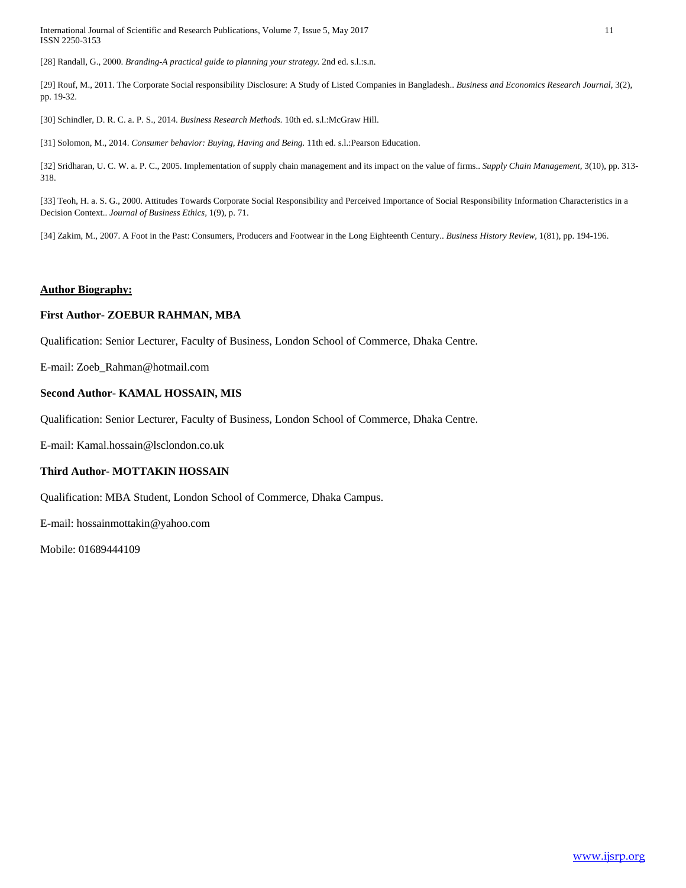[28] Randall, G., 2000. *Branding-A practical guide to planning your strategy.* 2nd ed. s.l.:s.n.

[29] Rouf, M., 2011. The Corporate Social responsibility Disclosure: A Study of Listed Companies in Bangladesh.. *Business and Economics Research Journal,* 3(2), pp. 19-32.

[30] Schindler, D. R. C. a. P. S., 2014. *Business Research Methods.* 10th ed. s.l.:McGraw Hill.

[31] Solomon, M., 2014. *Consumer behavior: Buying, Having and Being.* 11th ed. s.l.:Pearson Education.

[32] Sridharan, U. C. W. a. P. C., 2005. Implementation of supply chain management and its impact on the value of firms.. *Supply Chain Management,* 3(10), pp. 313-318.

[33] Teoh, H. a. S. G., 2000. Attitudes Towards Corporate Social Responsibility and Perceived Importance of Social Responsibility Information Characteristics in a Decision Context.. *Journal of Business Ethics,* 1(9), p. 71.

[34] Zakim, M., 2007. A Foot in the Past: Consumers, Producers and Footwear in the Long Eighteenth Century.. *Business History Review,* 1(81), pp. 194-196.

**Author Biography:**

**First Author- ZOEBUR RAHMAN, MBA**

Qualification: Senior Lecturer, Faculty of Business, London School of Commerce, Dhaka Centre.

E-mail: Zoeb_Rahman@hotmail.com

**Second Author- KAMAL HOSSAIN, MIS**

Qualification: Senior Lecturer, Faculty of Business, London School of Commerce, Dhaka Centre.

E-mail: Kamal.hossain@lsclondon.co.uk

**Third Author- MOTTAKIN HOSSAIN**

Qualification: MBA Student, London School of Commerce, Dhaka Campus.

E-mail: hossainmottakin@yahoo.com

Mobile: 01689444109